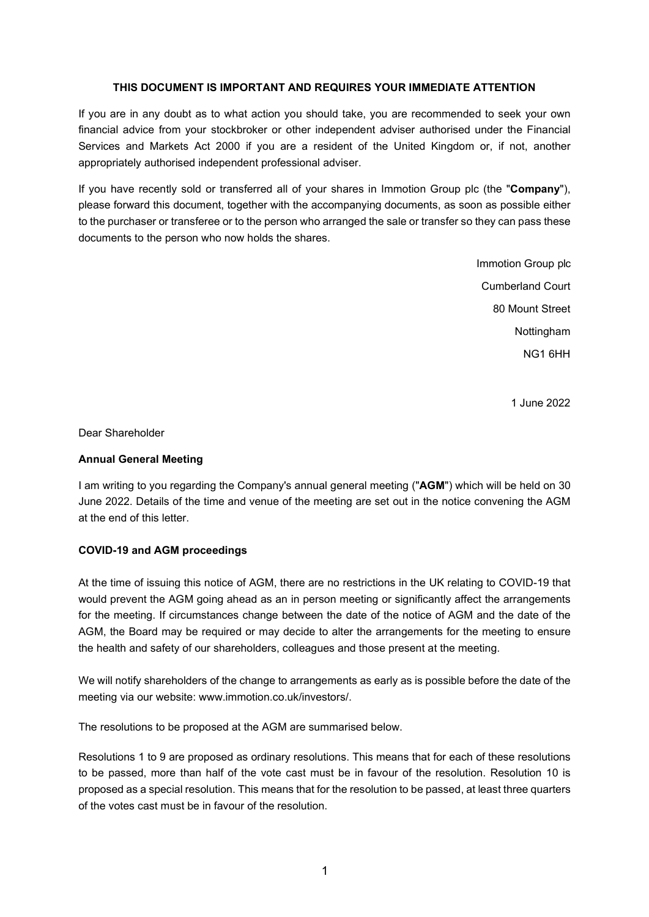**THIS DOCUMENT IS IMPORTANT AND REQUIRES YOUR IMMEDIATE ATTENTION**

If you are in any doubt as to what action you should take, you are recommended to seek your own financial advice from your stockbroker or other independent adviser authorised under the Financial Services and Markets Act 2000 if you are a resident of the United Kingdom or, if not, another appropriately authorised independent professional adviser.

If you have recently sold or transferred all of your shares in Immotion Group plc (the "**Company**"), please forward this document, together with the accompanying documents, as soon as possible either to the purchaser or transferee or to the person who arranged the sale or transfer so they can pass these documents to the person who now holds the shares.

Immotion Group plc
Cumberland Court
80 Mount Street
Nottingham
NG1 6HH

1 June 2022

Dear Shareholder

**Annual General Meeting**

I am writing to you regarding the Company's annual general meeting ("**AGM**") which will be held on 30 June 2022. Details of the time and venue of the meeting are set out in the notice convening the AGM at the end of this letter.

**COVID-19 and AGM proceedings**

At the time of issuing this notice of AGM, there are no restrictions in the UK relating to COVID-19 that would prevent the AGM going ahead as an in person meeting or significantly affect the arrangements for the meeting. If circumstances change between the date of the notice of AGM and the date of the AGM, the Board may be required or may decide to alter the arrangements for the meeting to ensure the health and safety of our shareholders, colleagues and those present at the meeting.

We will notify shareholders of the change to arrangements as early as is possible before the date of the meeting via our website: www.immotion.co.uk/investors/.

The resolutions to be proposed at the AGM are summarised below.

Resolutions 1 to 9 are proposed as ordinary resolutions. This means that for each of these resolutions to be passed, more than half of the vote cast must be in favour of the resolution. Resolution 10 is proposed as a special resolution. This means that for the resolution to be passed, at least three quarters of the votes cast must be in favour of the resolution.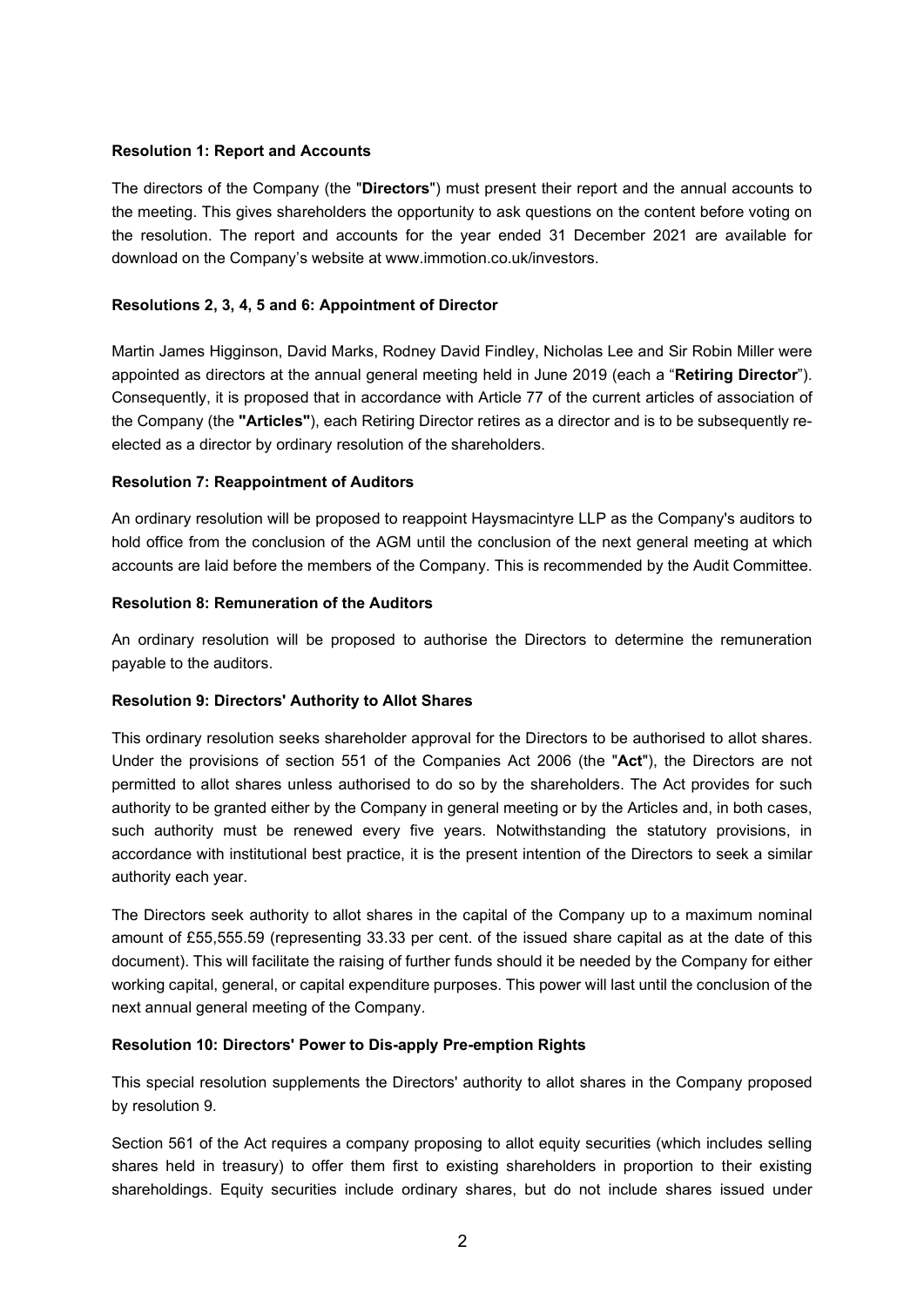**Resolution 1: Report and Accounts**

The directors of the Company (the "**Directors**") must present their report and the annual accounts to the meeting. This gives shareholders the opportunity to ask questions on the content before voting on the resolution. The report and accounts for the year ended 31 December 2021 are available for download on the Company's website at www.immotion.co.uk/investors.

**Resolutions 2, 3, 4, 5 and 6: Appointment of Director**

Martin James Higginson, David Marks, Rodney David Findley, Nicholas Lee and Sir Robin Miller were appointed as directors at the annual general meeting held in June 2019 (each a "**Retiring Director**"). Consequently, it is proposed that in accordance with Article 77 of the current articles of association of the Company (the **"Articles"**), each Retiring Director retires as a director and is to be subsequently re-elected as a director by ordinary resolution of the shareholders.

**Resolution 7: Reappointment of Auditors**

An ordinary resolution will be proposed to reappoint Haysmacintyre LLP as the Company's auditors to hold office from the conclusion of the AGM until the conclusion of the next general meeting at which accounts are laid before the members of the Company. This is recommended by the Audit Committee.

**Resolution 8: Remuneration of the Auditors**

An ordinary resolution will be proposed to authorise the Directors to determine the remuneration payable to the auditors.

**Resolution 9: Directors' Authority to Allot Shares**

This ordinary resolution seeks shareholder approval for the Directors to be authorised to allot shares. Under the provisions of section 551 of the Companies Act 2006 (the "**Act**"), the Directors are not permitted to allot shares unless authorised to do so by the shareholders. The Act provides for such authority to be granted either by the Company in general meeting or by the Articles and, in both cases, such authority must be renewed every five years. Notwithstanding the statutory provisions, in accordance with institutional best practice, it is the present intention of the Directors to seek a similar authority each year.

The Directors seek authority to allot shares in the capital of the Company up to a maximum nominal amount of £55,555.59 (representing 33.33 per cent. of the issued share capital as at the date of this document). This will facilitate the raising of further funds should it be needed by the Company for either working capital, general, or capital expenditure purposes. This power will last until the conclusion of the next annual general meeting of the Company.

**Resolution 10: Directors' Power to Dis-apply Pre-emption Rights**

This special resolution supplements the Directors' authority to allot shares in the Company proposed by resolution 9.

Section 561 of the Act requires a company proposing to allot equity securities (which includes selling shares held in treasury) to offer them first to existing shareholders in proportion to their existing shareholdings. Equity securities include ordinary shares, but do not include shares issued under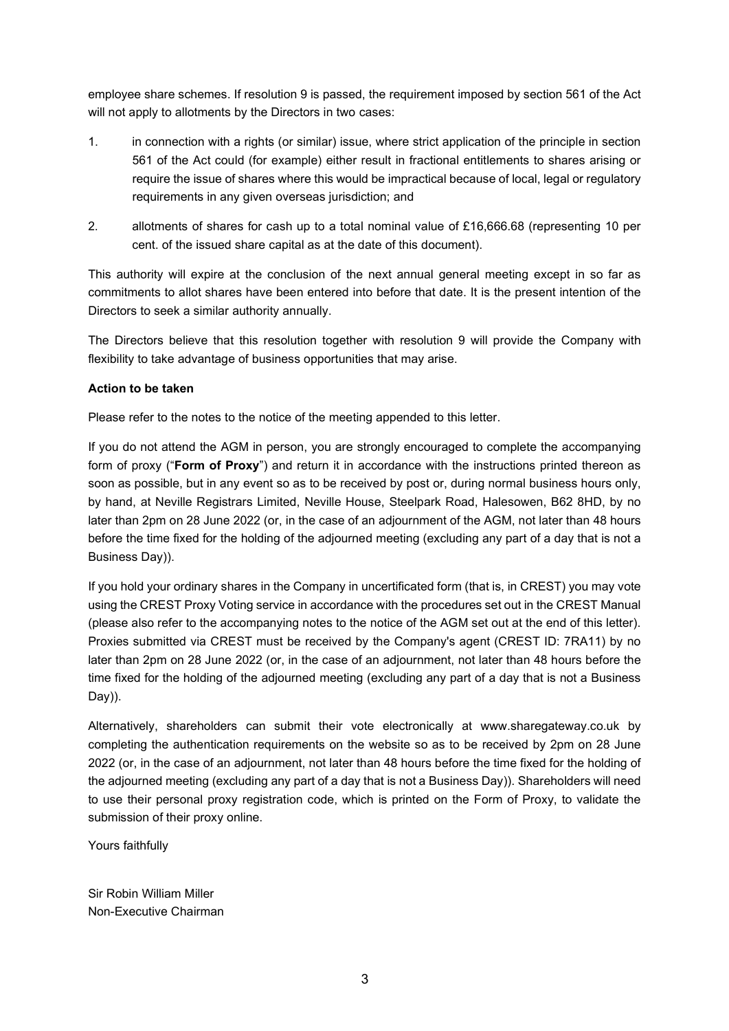employee share schemes. If resolution 9 is passed, the requirement imposed by section 561 of the Act will not apply to allotments by the Directors in two cases:

1. in connection with a rights (or similar) issue, where strict application of the principle in section 561 of the Act could (for example) either result in fractional entitlements to shares arising or require the issue of shares where this would be impractical because of local, legal or regulatory requirements in any given overseas jurisdiction; and

2. allotments of shares for cash up to a total nominal value of £16,666.68 (representing 10 per cent. of the issued share capital as at the date of this document).

This authority will expire at the conclusion of the next annual general meeting except in so far as commitments to allot shares have been entered into before that date. It is the present intention of the Directors to seek a similar authority annually.

The Directors believe that this resolution together with resolution 9 will provide the Company with flexibility to take advantage of business opportunities that may arise.

**Action to be taken**

Please refer to the notes to the notice of the meeting appended to this letter.

If you do not attend the AGM in person, you are strongly encouraged to complete the accompanying form of proxy ("**Form of Proxy**") and return it in accordance with the instructions printed thereon as soon as possible, but in any event so as to be received by post or, during normal business hours only, by hand, at Neville Registrars Limited, Neville House, Steelpark Road, Halesowen, B62 8HD, by no later than 2pm on 28 June 2022 (or, in the case of an adjournment of the AGM, not later than 48 hours before the time fixed for the holding of the adjourned meeting (excluding any part of a day that is not a Business Day)).

If you hold your ordinary shares in the Company in uncertificated form (that is, in CREST) you may vote using the CREST Proxy Voting service in accordance with the procedures set out in the CREST Manual (please also refer to the accompanying notes to the notice of the AGM set out at the end of this letter). Proxies submitted via CREST must be received by the Company's agent (CREST ID: 7RA11) by no later than 2pm on 28 June 2022 (or, in the case of an adjournment, not later than 48 hours before the time fixed for the holding of the adjourned meeting (excluding any part of a day that is not a Business Day)).

Alternatively, shareholders can submit their vote electronically at www.sharegateway.co.uk by completing the authentication requirements on the website so as to be received by 2pm on 28 June 2022 (or, in the case of an adjournment, not later than 48 hours before the time fixed for the holding of the adjourned meeting (excluding any part of a day that is not a Business Day)). Shareholders will need to use their personal proxy registration code, which is printed on the Form of Proxy, to validate the submission of their proxy online.

Yours faithfully

Sir Robin William Miller
Non-Executive Chairman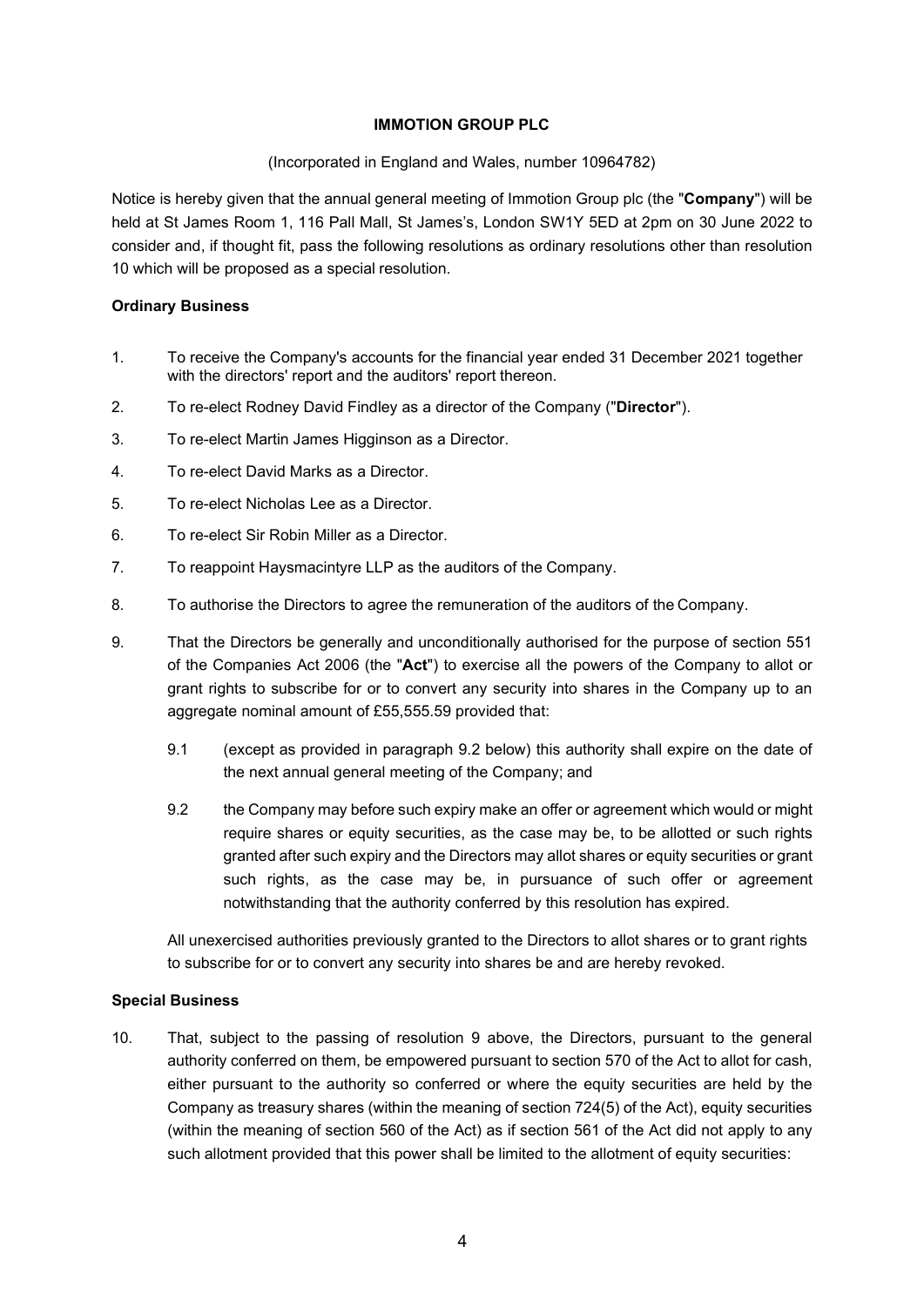**IMMOTION GROUP PLC**

(Incorporated in England and Wales, number 10964782)

Notice is hereby given that the annual general meeting of Immotion Group plc (the "**Company**") will be held at St James Room 1, 116 Pall Mall, St James's, London SW1Y 5ED at 2pm on 30 June 2022 to consider and, if thought fit, pass the following resolutions as ordinary resolutions other than resolution 10 which will be proposed as a special resolution.

**Ordinary Business**

1. To receive the Company's accounts for the financial year ended 31 December 2021 together with the directors' report and the auditors' report thereon.
2. To re-elect Rodney David Findley as a director of the Company ("**Director**").
3. To re-elect Martin James Higginson as a Director.
4. To re-elect David Marks as a Director.
5. To re-elect Nicholas Lee as a Director.
6. To re-elect Sir Robin Miller as a Director.
7. To reappoint Haysmacintyre LLP as the auditors of the Company.
8. To authorise the Directors to agree the remuneration of the auditors of the Company.
9. That the Directors be generally and unconditionally authorised for the purpose of section 551 of the Companies Act 2006 (the "**Act**") to exercise all the powers of the Company to allot or grant rights to subscribe for or to convert any security into shares in the Company up to an aggregate nominal amount of £55,555.59 provided that:

   9.1 (except as provided in paragraph 9.2 below) this authority shall expire on the date of the next annual general meeting of the Company; and

   9.2 the Company may before such expiry make an offer or agreement which would or might require shares or equity securities, as the case may be, to be allotted or such rights granted after such expiry and the Directors may allot shares or equity securities or grant such rights, as the case may be, in pursuance of such offer or agreement notwithstanding that the authority conferred by this resolution has expired.

   All unexercised authorities previously granted to the Directors to allot shares or to grant rights to subscribe for or to convert any security into shares be and are hereby revoked.

**Special Business**

10. That, subject to the passing of resolution 9 above, the Directors, pursuant to the general authority conferred on them, be empowered pursuant to section 570 of the Act to allot for cash, either pursuant to the authority so conferred or where the equity securities are held by the Company as treasury shares (within the meaning of section 724(5) of the Act), equity securities (within the meaning of section 560 of the Act) as if section 561 of the Act did not apply to any such allotment provided that this power shall be limited to the allotment of equity securities: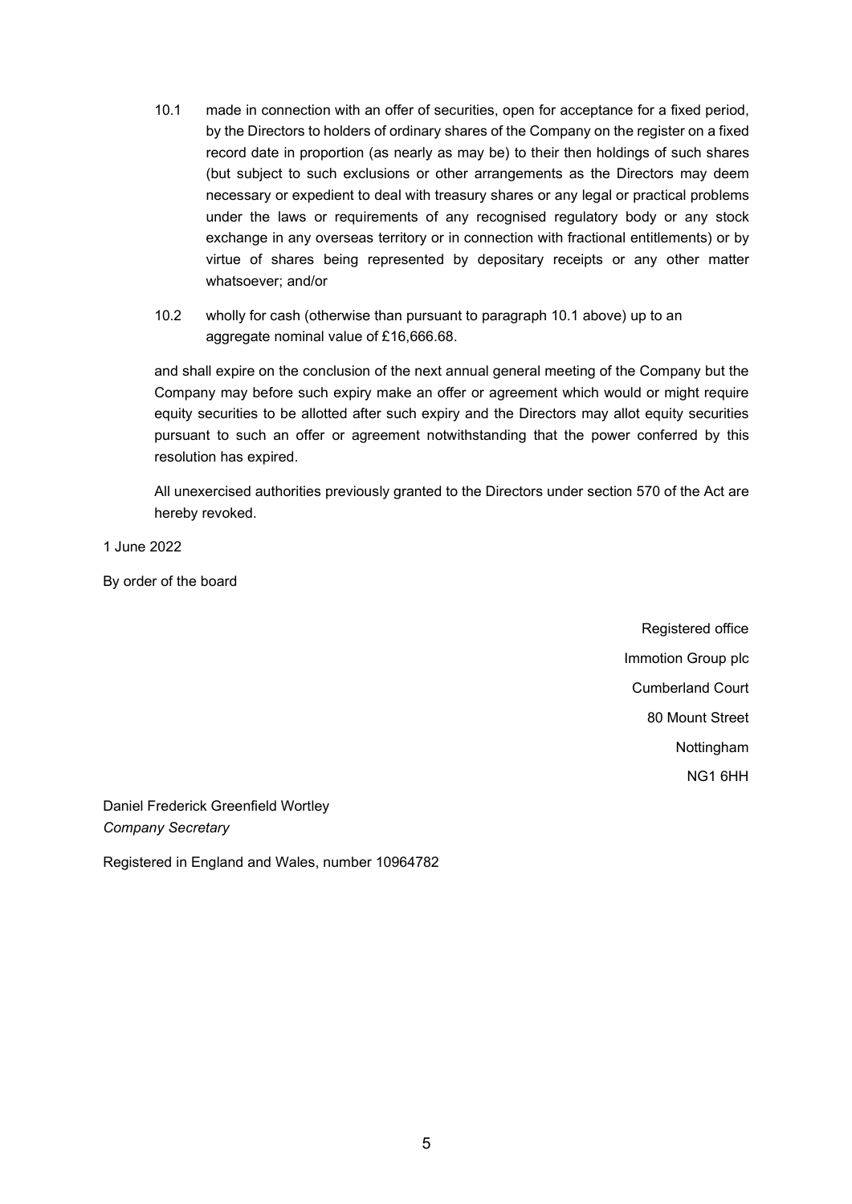10.1 made in connection with an offer of securities, open for acceptance for a fixed period, by the Directors to holders of ordinary shares of the Company on the register on a fixed record date in proportion (as nearly as may be) to their then holdings of such shares (but subject to such exclusions or other arrangements as the Directors may deem necessary or expedient to deal with treasury shares or any legal or practical problems under the laws or requirements of any recognised regulatory body or any stock exchange in any overseas territory or in connection with fractional entitlements) or by virtue of shares being represented by depositary receipts or any other matter whatsoever; and/or

10.2 wholly for cash (otherwise than pursuant to paragraph 10.1 above) up to an aggregate nominal value of £16,666.68.

and shall expire on the conclusion of the next annual general meeting of the Company but the Company may before such expiry make an offer or agreement which would or might require equity securities to be allotted after such expiry and the Directors may allot equity securities pursuant to such an offer or agreement notwithstanding that the power conferred by this resolution has expired.

All unexercised authorities previously granted to the Directors under section 570 of the Act are hereby revoked.

1 June 2022

By order of the board

Registered office
Immotion Group plc
Cumberland Court
80 Mount Street
Nottingham
NG1 6HH

Daniel Frederick Greenfield Wortley
*Company Secretary*

Registered in England and Wales, number 10964782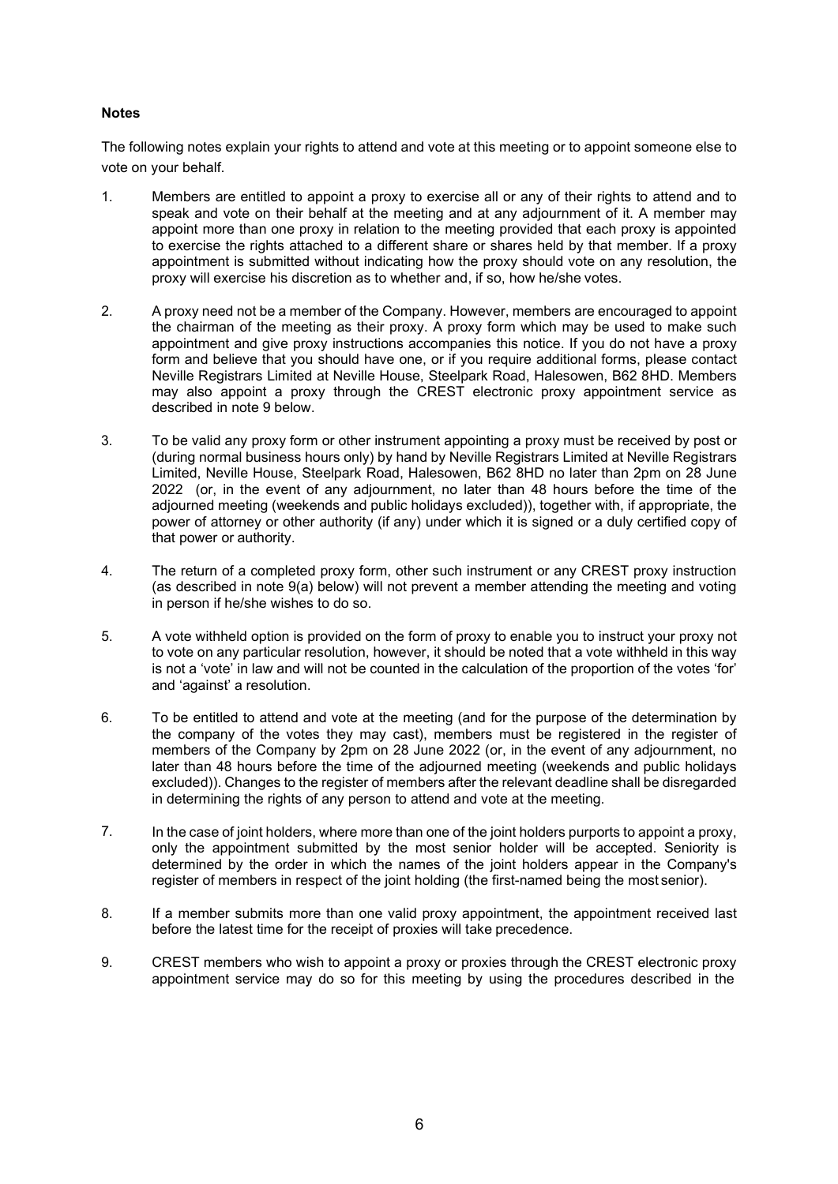**Notes**

The following notes explain your rights to attend and vote at this meeting or to appoint someone else to vote on your behalf.

1. Members are entitled to appoint a proxy to exercise all or any of their rights to attend and to speak and vote on their behalf at the meeting and at any adjournment of it. A member may appoint more than one proxy in relation to the meeting provided that each proxy is appointed to exercise the rights attached to a different share or shares held by that member. If a proxy appointment is submitted without indicating how the proxy should vote on any resolution, the proxy will exercise his discretion as to whether and, if so, how he/she votes.

2. A proxy need not be a member of the Company. However, members are encouraged to appoint the chairman of the meeting as their proxy. A proxy form which may be used to make such appointment and give proxy instructions accompanies this notice. If you do not have a proxy form and believe that you should have one, or if you require additional forms, please contact Neville Registrars Limited at Neville House, Steelpark Road, Halesowen, B62 8HD. Members may also appoint a proxy through the CREST electronic proxy appointment service as described in note 9 below.

3. To be valid any proxy form or other instrument appointing a proxy must be received by post or (during normal business hours only) by hand by Neville Registrars Limited at Neville Registrars Limited, Neville House, Steelpark Road, Halesowen, B62 8HD no later than 2pm on 28 June 2022 (or, in the event of any adjournment, no later than 48 hours before the time of the adjourned meeting (weekends and public holidays excluded)), together with, if appropriate, the power of attorney or other authority (if any) under which it is signed or a duly certified copy of that power or authority.

4. The return of a completed proxy form, other such instrument or any CREST proxy instruction (as described in note 9(a) below) will not prevent a member attending the meeting and voting in person if he/she wishes to do so.

5. A vote withheld option is provided on the form of proxy to enable you to instruct your proxy not to vote on any particular resolution, however, it should be noted that a vote withheld in this way is not a 'vote' in law and will not be counted in the calculation of the proportion of the votes 'for' and 'against' a resolution.

6. To be entitled to attend and vote at the meeting (and for the purpose of the determination by the company of the votes they may cast), members must be registered in the register of members of the Company by 2pm on 28 June 2022 (or, in the event of any adjournment, no later than 48 hours before the time of the adjourned meeting (weekends and public holidays excluded)). Changes to the register of members after the relevant deadline shall be disregarded in determining the rights of any person to attend and vote at the meeting.

7. In the case of joint holders, where more than one of the joint holders purports to appoint a proxy, only the appointment submitted by the most senior holder will be accepted. Seniority is determined by the order in which the names of the joint holders appear in the Company's register of members in respect of the joint holding (the first-named being the most senior).

8. If a member submits more than one valid proxy appointment, the appointment received last before the latest time for the receipt of proxies will take precedence.

9. CREST members who wish to appoint a proxy or proxies through the CREST electronic proxy appointment service may do so for this meeting by using the procedures described in the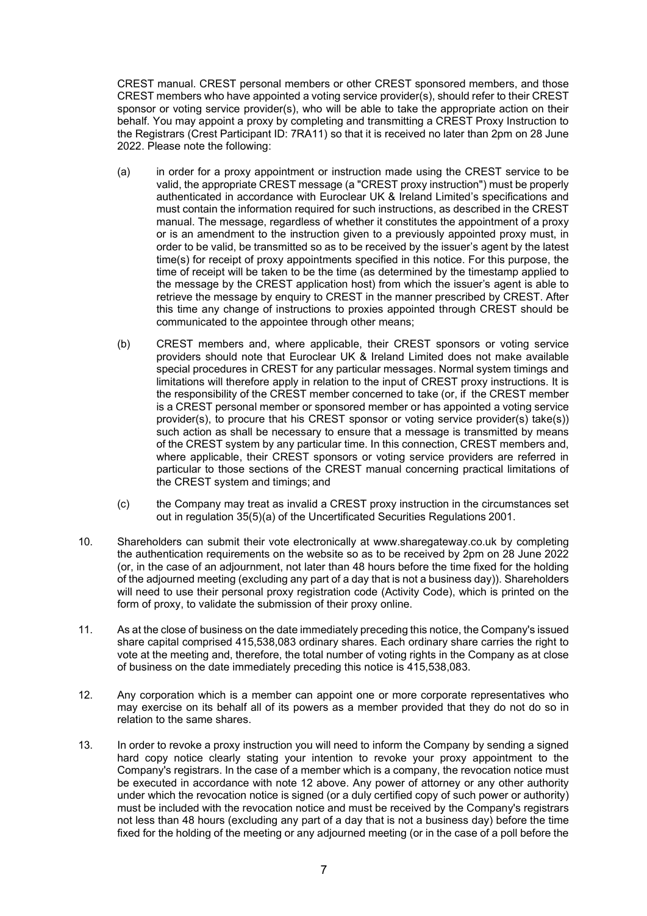CREST manual. CREST personal members or other CREST sponsored members, and those CREST members who have appointed a voting service provider(s), should refer to their CREST sponsor or voting service provider(s), who will be able to take the appropriate action on their behalf. You may appoint a proxy by completing and transmitting a CREST Proxy Instruction to the Registrars (Crest Participant ID: 7RA11) so that it is received no later than 2pm on 28 June 2022. Please note the following:

(a) in order for a proxy appointment or instruction made using the CREST service to be valid, the appropriate CREST message (a "CREST proxy instruction") must be properly authenticated in accordance with Euroclear UK & Ireland Limited's specifications and must contain the information required for such instructions, as described in the CREST manual. The message, regardless of whether it constitutes the appointment of a proxy or is an amendment to the instruction given to a previously appointed proxy must, in order to be valid, be transmitted so as to be received by the issuer's agent by the latest time(s) for receipt of proxy appointments specified in this notice. For this purpose, the time of receipt will be taken to be the time (as determined by the timestamp applied to the message by the CREST application host) from which the issuer's agent is able to retrieve the message by enquiry to CREST in the manner prescribed by CREST. After this time any change of instructions to proxies appointed through CREST should be communicated to the appointee through other means;

(b) CREST members and, where applicable, their CREST sponsors or voting service providers should note that Euroclear UK & Ireland Limited does not make available special procedures in CREST for any particular messages. Normal system timings and limitations will therefore apply in relation to the input of CREST proxy instructions. It is the responsibility of the CREST member concerned to take (or, if the CREST member is a CREST personal member or sponsored member or has appointed a voting service provider(s), to procure that his CREST sponsor or voting service provider(s) take(s)) such action as shall be necessary to ensure that a message is transmitted by means of the CREST system by any particular time. In this connection, CREST members and, where applicable, their CREST sponsors or voting service providers are referred in particular to those sections of the CREST manual concerning practical limitations of the CREST system and timings; and

(c) the Company may treat as invalid a CREST proxy instruction in the circumstances set out in regulation 35(5)(a) of the Uncertificated Securities Regulations 2001.

10. Shareholders can submit their vote electronically at www.sharegateway.co.uk by completing the authentication requirements on the website so as to be received by 2pm on 28 June 2022 (or, in the case of an adjournment, not later than 48 hours before the time fixed for the holding of the adjourned meeting (excluding any part of a day that is not a business day)). Shareholders will need to use their personal proxy registration code (Activity Code), which is printed on the form of proxy, to validate the submission of their proxy online.

11. As at the close of business on the date immediately preceding this notice, the Company's issued share capital comprised 415,538,083 ordinary shares. Each ordinary share carries the right to vote at the meeting and, therefore, the total number of voting rights in the Company as at close of business on the date immediately preceding this notice is 415,538,083.

12. Any corporation which is a member can appoint one or more corporate representatives who may exercise on its behalf all of its powers as a member provided that they do not do so in relation to the same shares.

13. In order to revoke a proxy instruction you will need to inform the Company by sending a signed hard copy notice clearly stating your intention to revoke your proxy appointment to the Company's registrars. In the case of a member which is a company, the revocation notice must be executed in accordance with note 12 above. Any power of attorney or any other authority under which the revocation notice is signed (or a duly certified copy of such power or authority) must be included with the revocation notice and must be received by the Company's registrars not less than 48 hours (excluding any part of a day that is not a business day) before the time fixed for the holding of the meeting or any adjourned meeting (or in the case of a poll before the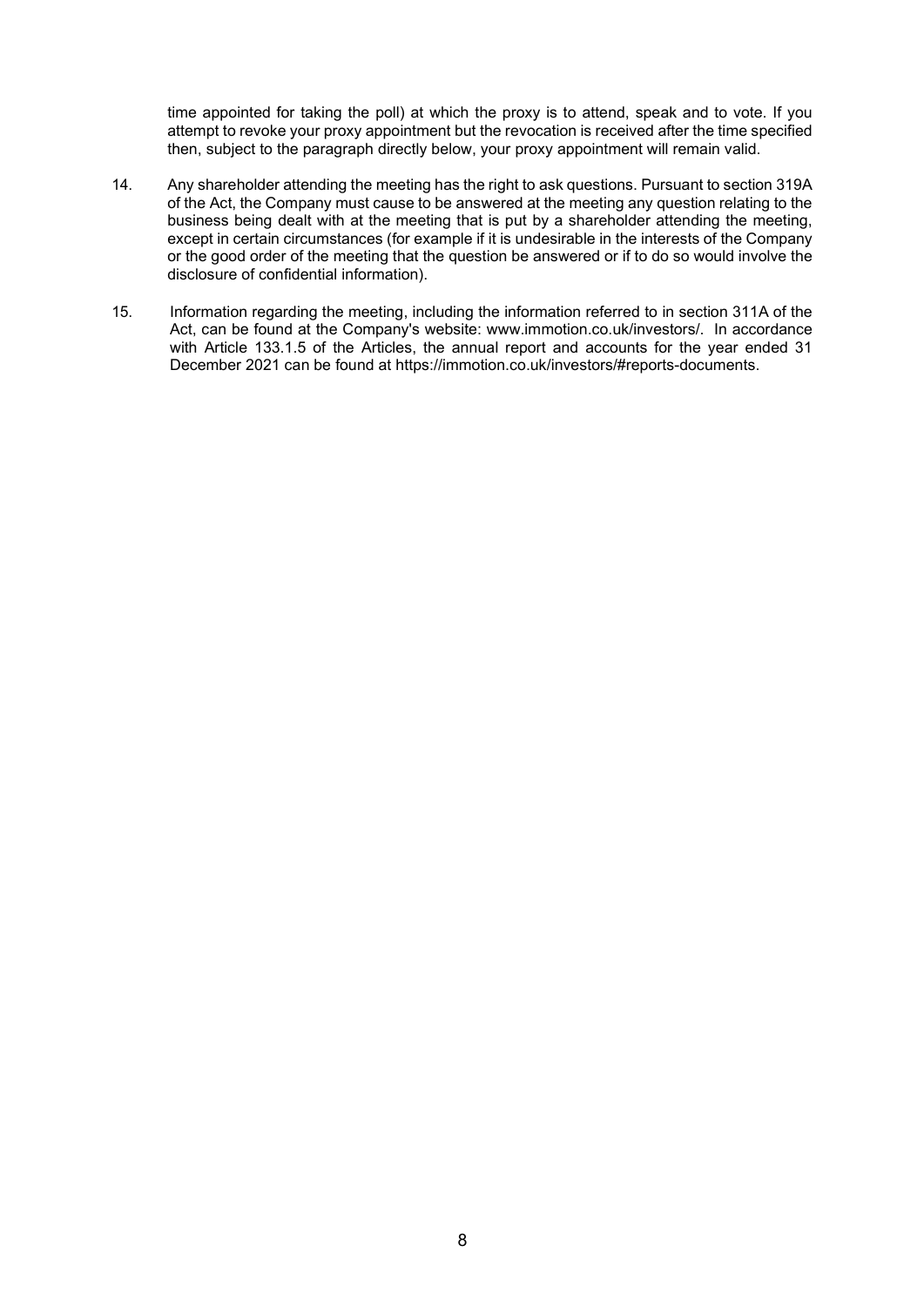time appointed for taking the poll) at which the proxy is to attend, speak and to vote. If you attempt to revoke your proxy appointment but the revocation is received after the time specified then, subject to the paragraph directly below, your proxy appointment will remain valid.

14. Any shareholder attending the meeting has the right to ask questions. Pursuant to section 319A of the Act, the Company must cause to be answered at the meeting any question relating to the business being dealt with at the meeting that is put by a shareholder attending the meeting, except in certain circumstances (for example if it is undesirable in the interests of the Company or the good order of the meeting that the question be answered or if to do so would involve the disclosure of confidential information).

15. Information regarding the meeting, including the information referred to in section 311A of the Act, can be found at the Company's website: www.immotion.co.uk/investors/. In accordance with Article 133.1.5 of the Articles, the annual report and accounts for the year ended 31 December 2021 can be found at https://immotion.co.uk/investors/#reports-documents.